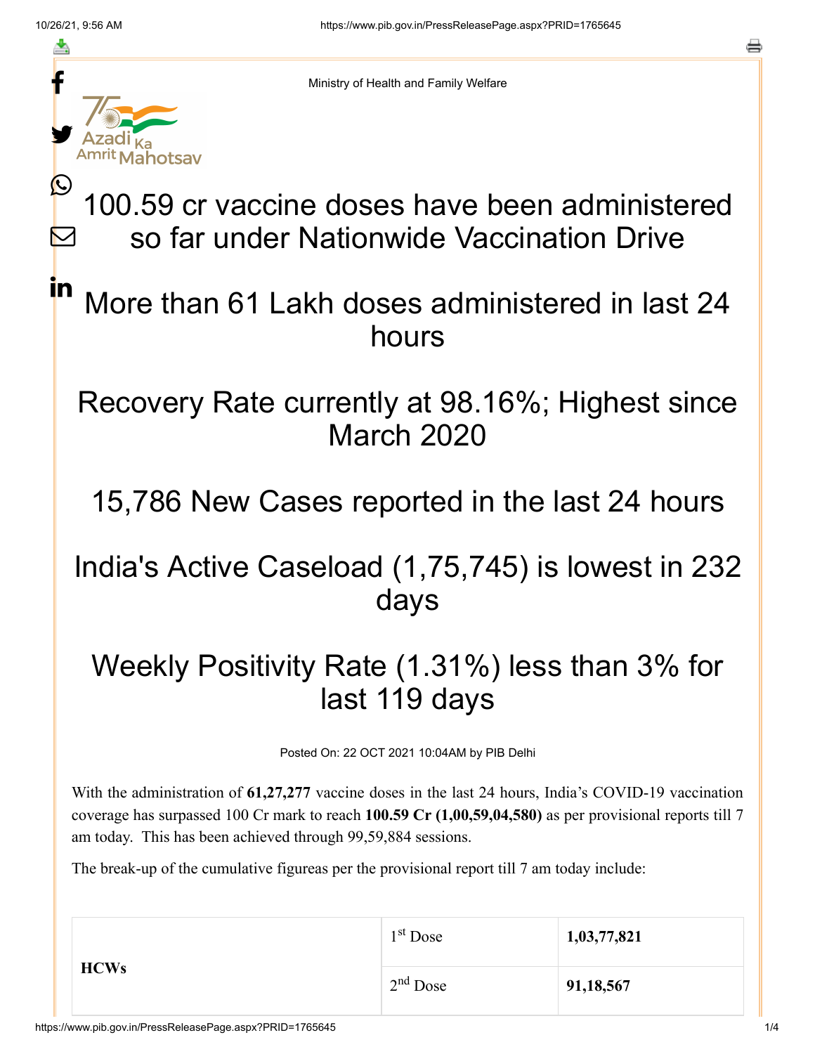Ministry of Health and Family Welfare

# 100.59 cr vaccine doses have been administered so far under Nationwide Vaccination Drive

## More than 61 Lakh doses administered in last 24 hours

## Recovery Rate currently at 98.16%; Highest since March 2020

## 15,786 New Cases reported in the last 24 hours

## India's Active Caseload (1,75,745) is lowest in 232 days

## Weekly Positivity Rate (1.31%) less than 3% for last 119 days

Posted On: 22 OCT 2021 10:04AM by PIB Delhi

With the administration of **61,27,277** vaccine doses in the last 24 hours, India's COVID-19 vaccination coverage has surpassed 100 Cr mark to reach **100.59 Cr (1,00,59,04,580)** as per provisional reports till 7 am today. This has been achieved through 99,59,884 sessions.

The break-up of the cumulative figureas per the provisional report till 7 am today include:

| | | |
|---|---|---|
| **HCWs** | 1st Dose | **1,03,77,821** |
| | 2nd Dose | **91,18,567** |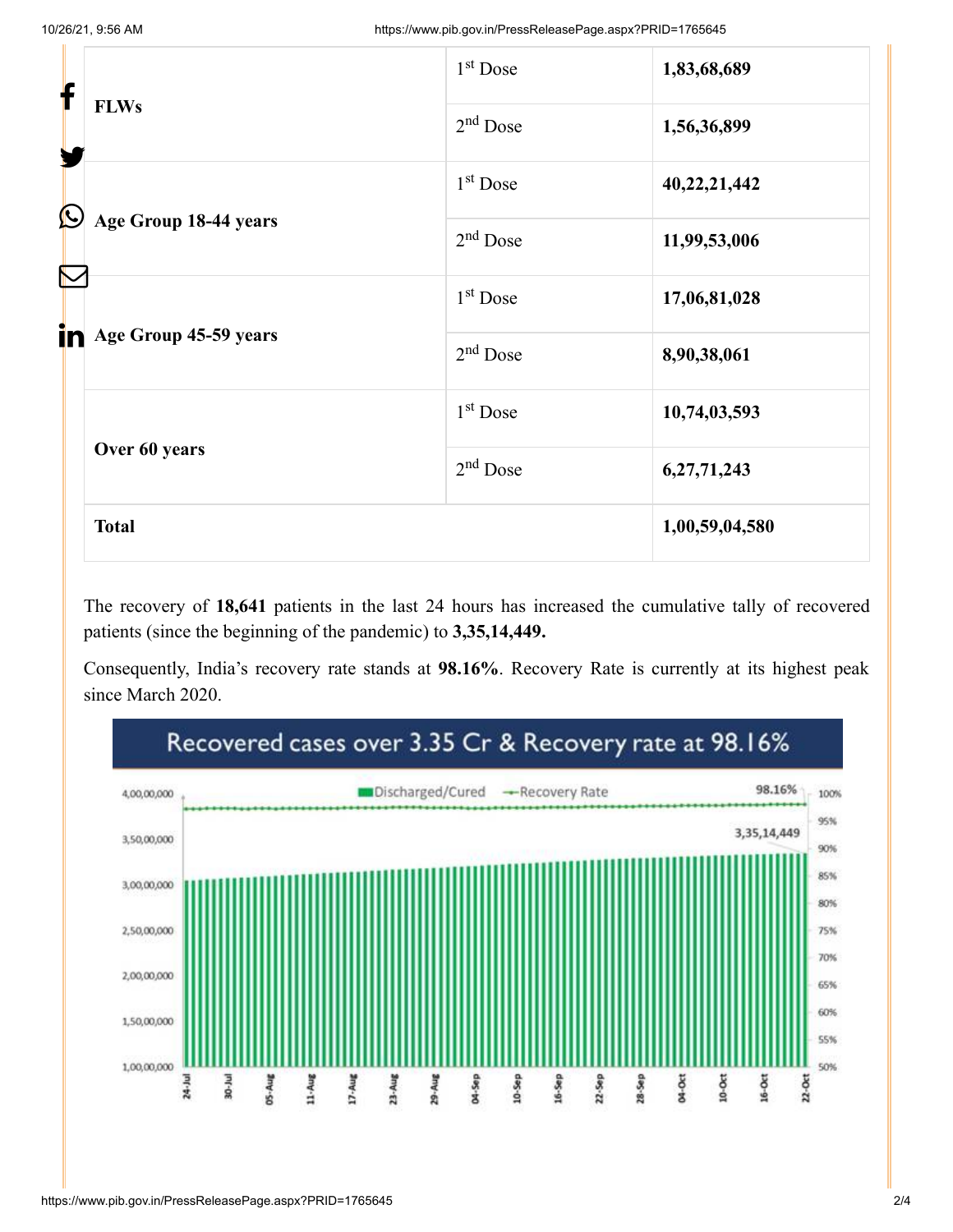| | | |
|---|---|---|
| **FLWs** | 1st Dose | **1,83,68,689** |
| | 2nd Dose | **1,56,36,899** |
| **Age Group 18-44 years** | 1st Dose | **40,22,21,442** |
| | 2nd Dose | **11,99,53,006** |
| **Age Group 45-59 years** | 1st Dose | **17,06,81,028** |
| | 2nd Dose | **8,90,38,061** |
| **Over 60 years** | 1st Dose | **10,74,03,593** |
| | 2nd Dose | **6,27,71,243** |
| **Total** | | **1,00,59,04,580** |

The recovery of **18,641** patients in the last 24 hours has increased the cumulative tally of recovered patients (since the beginning of the pandemic) to **3,35,14,449.**

Consequently, India's recovery rate stands at **98.16%**. Recovery Rate is currently at its highest peak since March 2020.

Recovered cases over 3.35 Cr & Recovery rate at 98.16%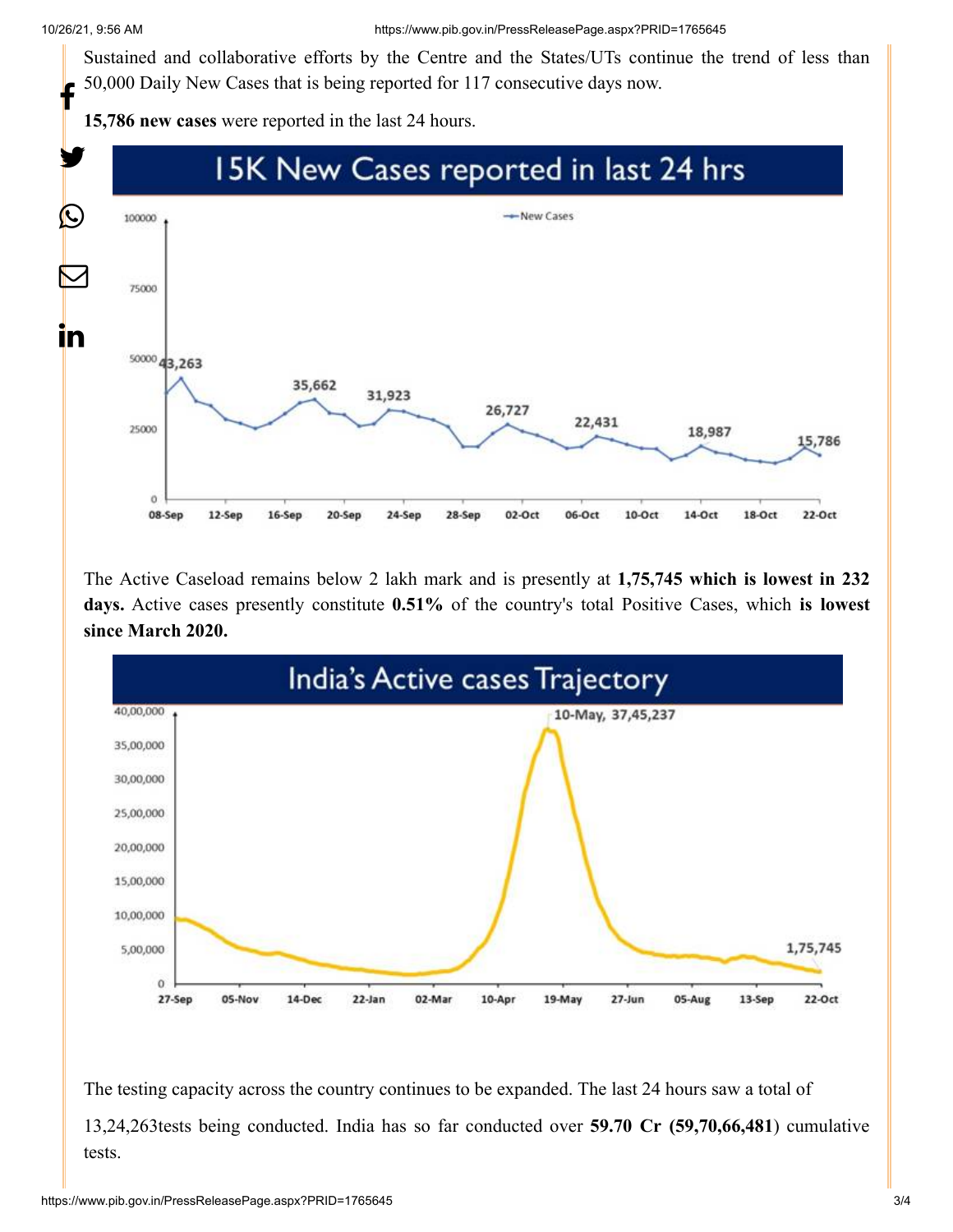Sustained and collaborative efforts by the Centre and the States/UTs continue the trend of less than 50,000 Daily New Cases that is being reported for 117 consecutive days now.

**15,786 new cases** were reported in the last 24 hours.

The Active Caseload remains below 2 lakh mark and is presently at **1,75,745 which is lowest in 232 days.** Active cases presently constitute **0.51%** of the country's total Positive Cases, which **is lowest since March 2020.**

The testing capacity across the country continues to be expanded. The last 24 hours saw a total of 13,24,263tests being conducted. India has so far conducted over **59.70 Cr (59,70,66,481**) cumulative tests.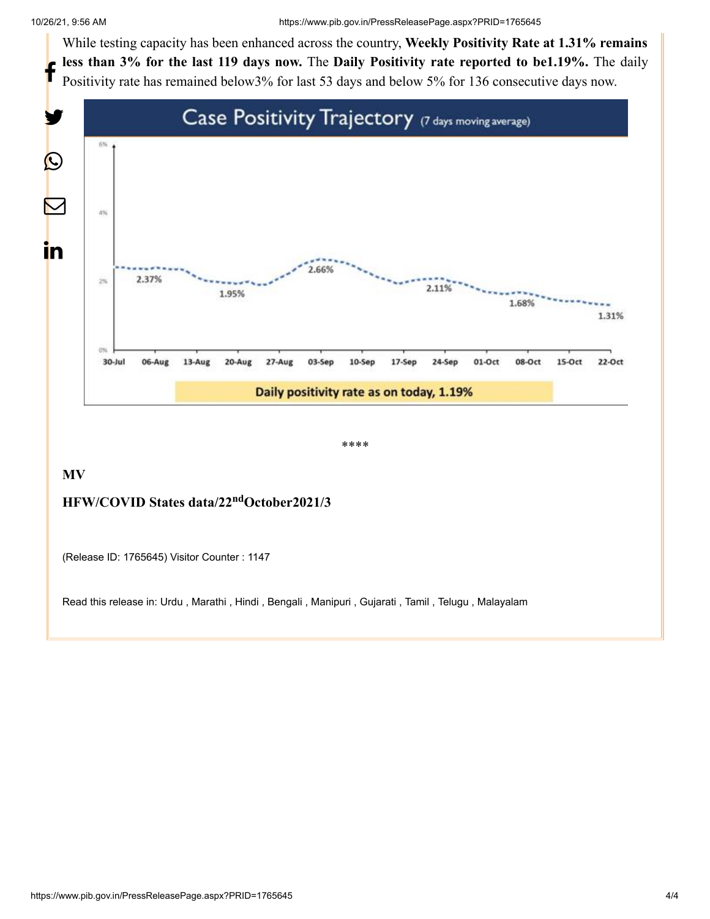While testing capacity has been enhanced across the country, **Weekly Positivity Rate at 1.31% remains less than 3% for the last 119 days now.** The **Daily Positivity rate reported to be1.19%.** The daily Positivity rate has remained below3% for last 53 days and below 5% for 136 consecutive days now.

Case Positivity Trajectory (7 days moving average)

6%
4%
2%
0%

2.37%
1.95%
2.66%
2.11%
1.68%
1.31%

30-Jul 06-Aug 13-Aug 20-Aug 27-Aug 03-Sep 10-Sep 17-Sep 24-Sep 01-Oct 08-Oct 15-Oct 22-Oct

Daily positivity rate as on today, 1.19%

\*\*\*\*

**MV**

**HFW/COVID States data/22nd October2021/3**

(Release ID: 1765645) Visitor Counter : 1147

Read this release in: Urdu , Marathi , Hindi , Bengali , Manipuri , Gujarati , Tamil , Telugu , Malayalam